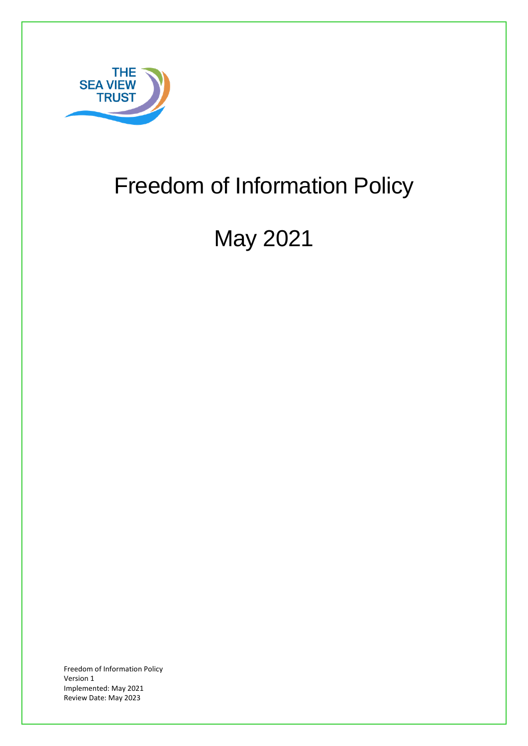THE SEA VIEW TRUST

# Freedom of Information Policy

# May 2021

Freedom of Information Policy
Version 1
Implemented: May 2021
Review Date: May 2023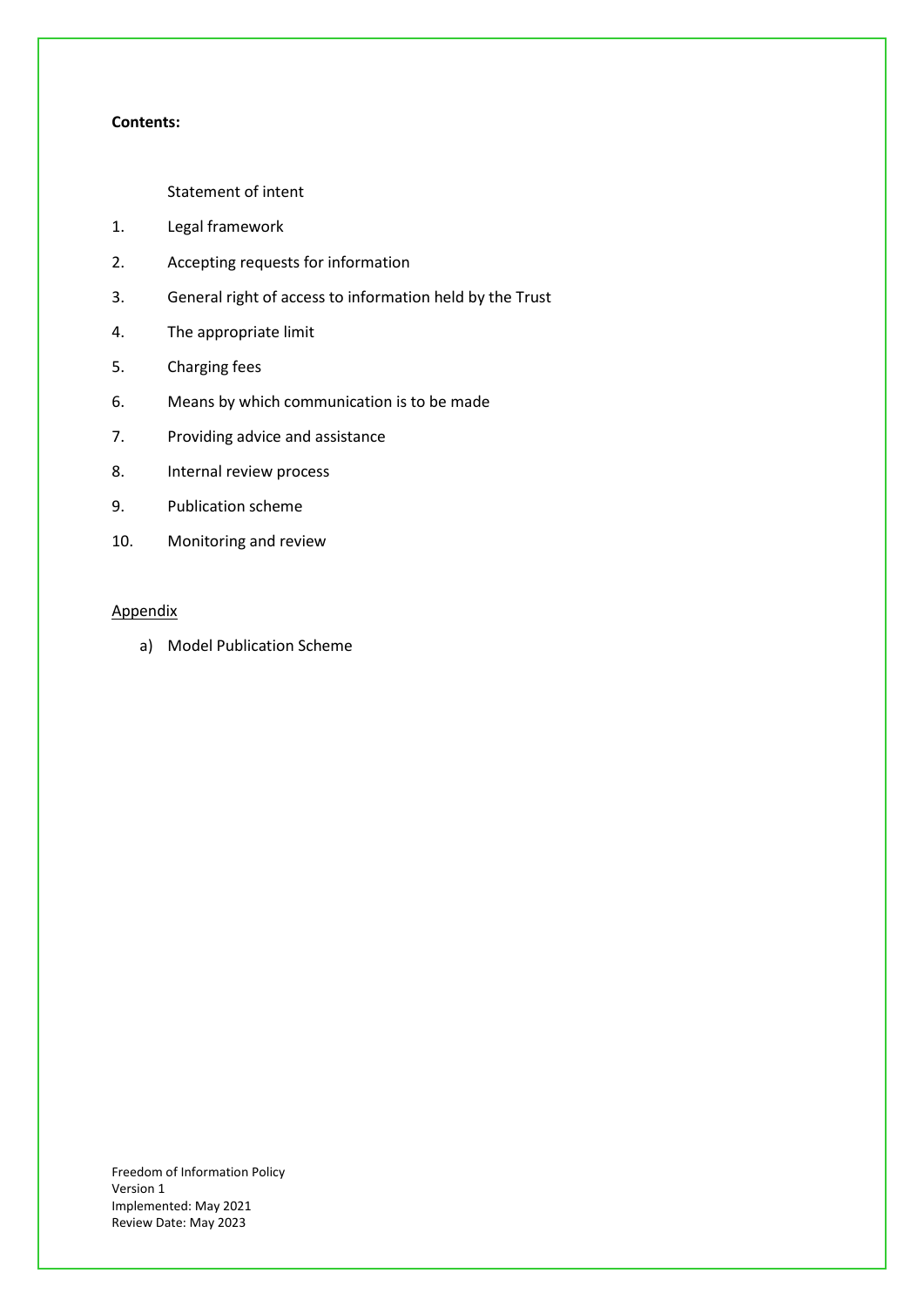**Contents:**

Statement of intent

1. Legal framework
2. Accepting requests for information
3. General right of access to information held by the Trust
4. The appropriate limit
5. Charging fees
6. Means by which communication is to be made
7. Providing advice and assistance
8. Internal review process
9. Publication scheme
10. Monitoring and review

Appendix

a) Model Publication Scheme

Freedom of Information Policy
Version 1
Implemented: May 2021
Review Date: May 2023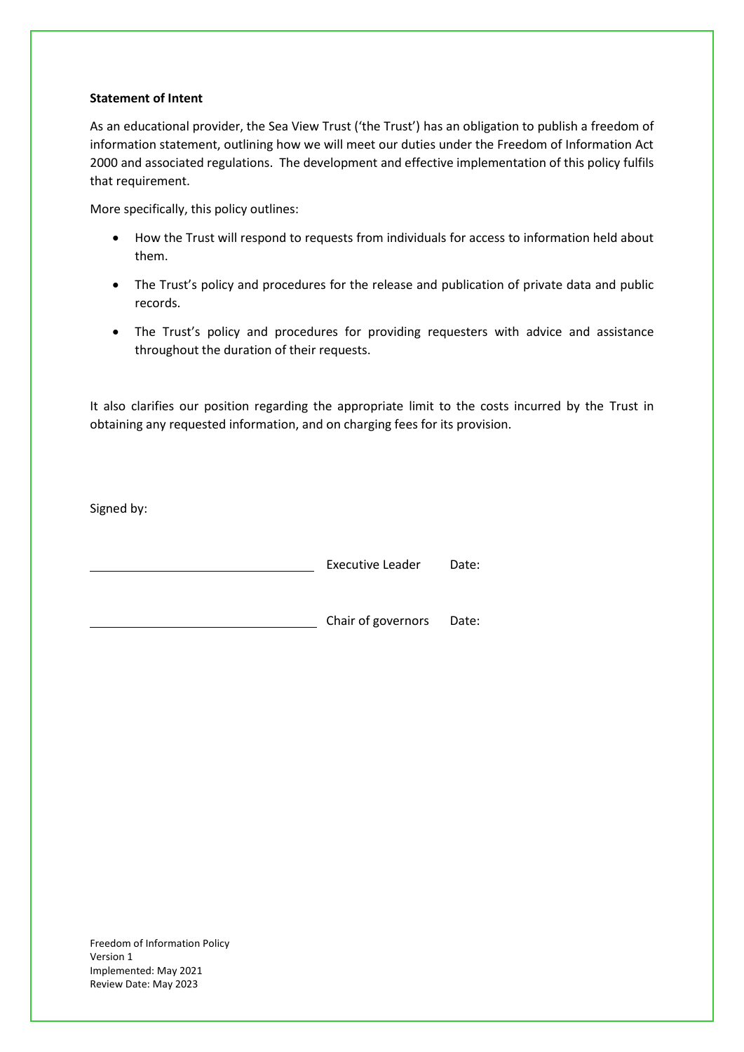**Statement of Intent**

As an educational provider, the Sea View Trust ('the Trust') has an obligation to publish a freedom of information statement, outlining how we will meet our duties under the Freedom of Information Act 2000 and associated regulations. The development and effective implementation of this policy fulfils that requirement.

More specifically, this policy outlines:

- How the Trust will respond to requests from individuals for access to information held about them.
- The Trust's policy and procedures for the release and publication of private data and public records.
- The Trust's policy and procedures for providing requesters with advice and assistance throughout the duration of their requests.

It also clarifies our position regarding the appropriate limit to the costs incurred by the Trust in obtaining any requested information, and on charging fees for its provision.

Signed by:

________________________________ Executive Leader Date:

________________________________ Chair of governors Date:

Freedom of Information Policy
Version 1
Implemented: May 2021
Review Date: May 2023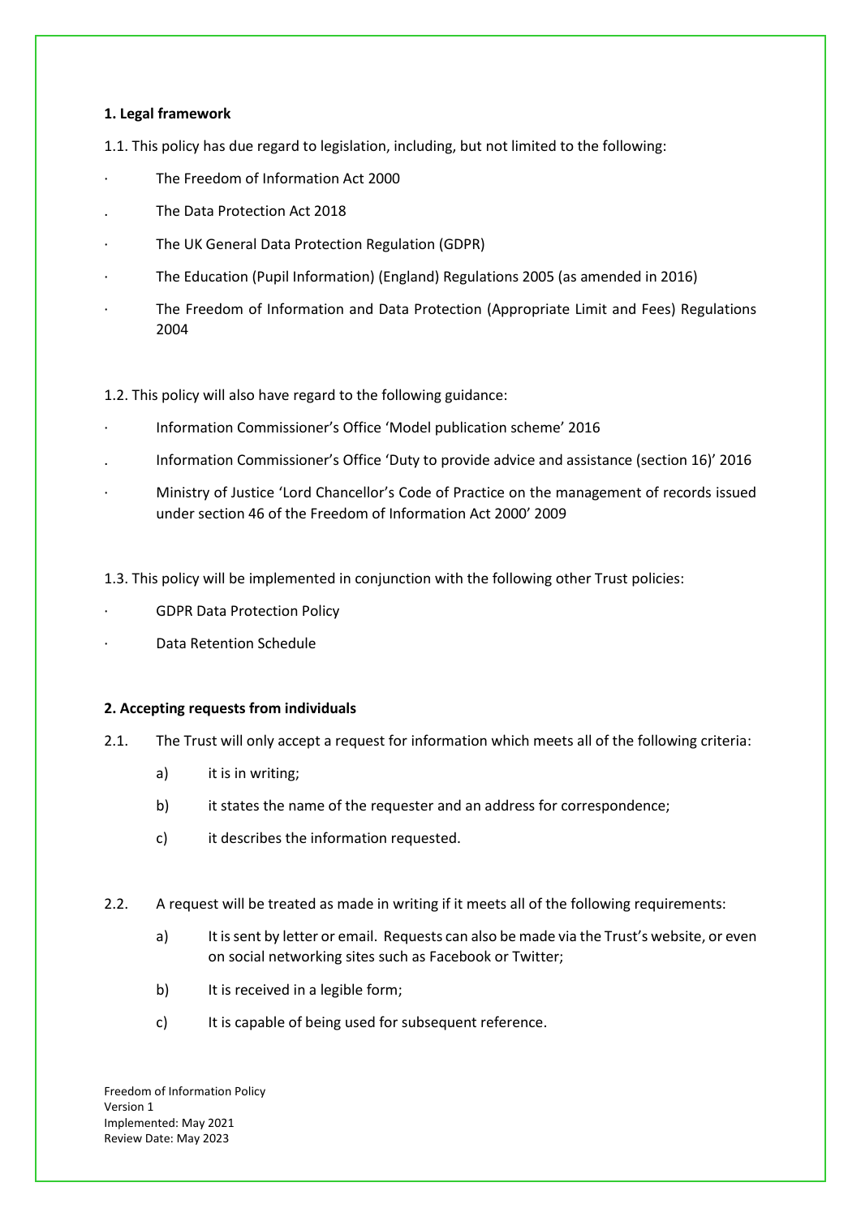**1. Legal framework**

1.1. This policy has due regard to legislation, including, but not limited to the following:

- The Freedom of Information Act 2000
- The Data Protection Act 2018
- The UK General Data Protection Regulation (GDPR)
- The Education (Pupil Information) (England) Regulations 2005 (as amended in 2016)
- The Freedom of Information and Data Protection (Appropriate Limit and Fees) Regulations 2004

1.2. This policy will also have regard to the following guidance:

- Information Commissioner's Office 'Model publication scheme' 2016
- Information Commissioner's Office 'Duty to provide advice and assistance (section 16)' 2016
- Ministry of Justice 'Lord Chancellor's Code of Practice on the management of records issued under section 46 of the Freedom of Information Act 2000' 2009

1.3. This policy will be implemented in conjunction with the following other Trust policies:

- GDPR Data Protection Policy
- Data Retention Schedule

**2. Accepting requests from individuals**

2.1. The Trust will only accept a request for information which meets all of the following criteria:

a) it is in writing;

b) it states the name of the requester and an address for correspondence;

c) it describes the information requested.

2.2. A request will be treated as made in writing if it meets all of the following requirements:

a) It is sent by letter or email. Requests can also be made via the Trust's website, or even on social networking sites such as Facebook or Twitter;

b) It is received in a legible form;

c) It is capable of being used for subsequent reference.

Freedom of Information Policy
Version 1
Implemented: May 2021
Review Date: May 2023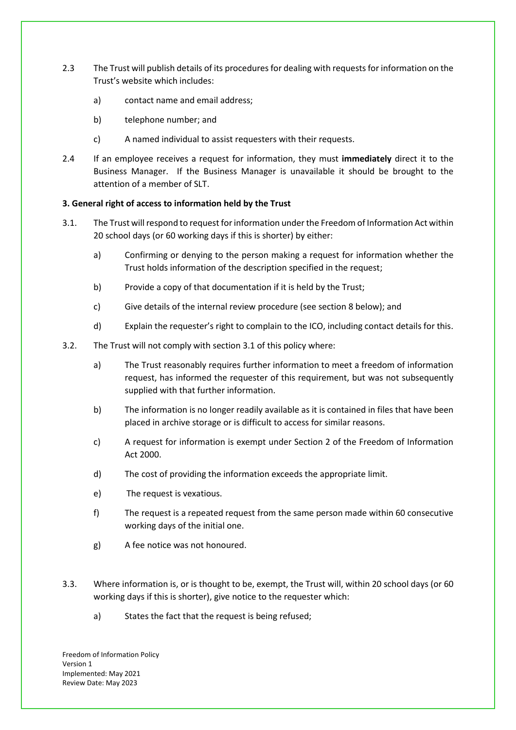2.3 The Trust will publish details of its procedures for dealing with requests for information on the Trust's website which includes:

  a) contact name and email address;

  b) telephone number; and

  c) A named individual to assist requesters with their requests.

2.4 If an employee receives a request for information, they must **immediately** direct it to the Business Manager. If the Business Manager is unavailable it should be brought to the attention of a member of SLT.

**3. General right of access to information held by the Trust**

3.1. The Trust will respond to request for information under the Freedom of Information Act within 20 school days (or 60 working days if this is shorter) by either:

  a) Confirming or denying to the person making a request for information whether the Trust holds information of the description specified in the request;

  b) Provide a copy of that documentation if it is held by the Trust;

  c) Give details of the internal review procedure (see section 8 below); and

  d) Explain the requester's right to complain to the ICO, including contact details for this.

3.2. The Trust will not comply with section 3.1 of this policy where:

  a) The Trust reasonably requires further information to meet a freedom of information request, has informed the requester of this requirement, but was not subsequently supplied with that further information.

  b) The information is no longer readily available as it is contained in files that have been placed in archive storage or is difficult to access for similar reasons.

  c) A request for information is exempt under Section 2 of the Freedom of Information Act 2000.

  d) The cost of providing the information exceeds the appropriate limit.

  e) The request is vexatious.

  f) The request is a repeated request from the same person made within 60 consecutive working days of the initial one.

  g) A fee notice was not honoured.

3.3. Where information is, or is thought to be, exempt, the Trust will, within 20 school days (or 60 working days if this is shorter), give notice to the requester which:

  a) States the fact that the request is being refused;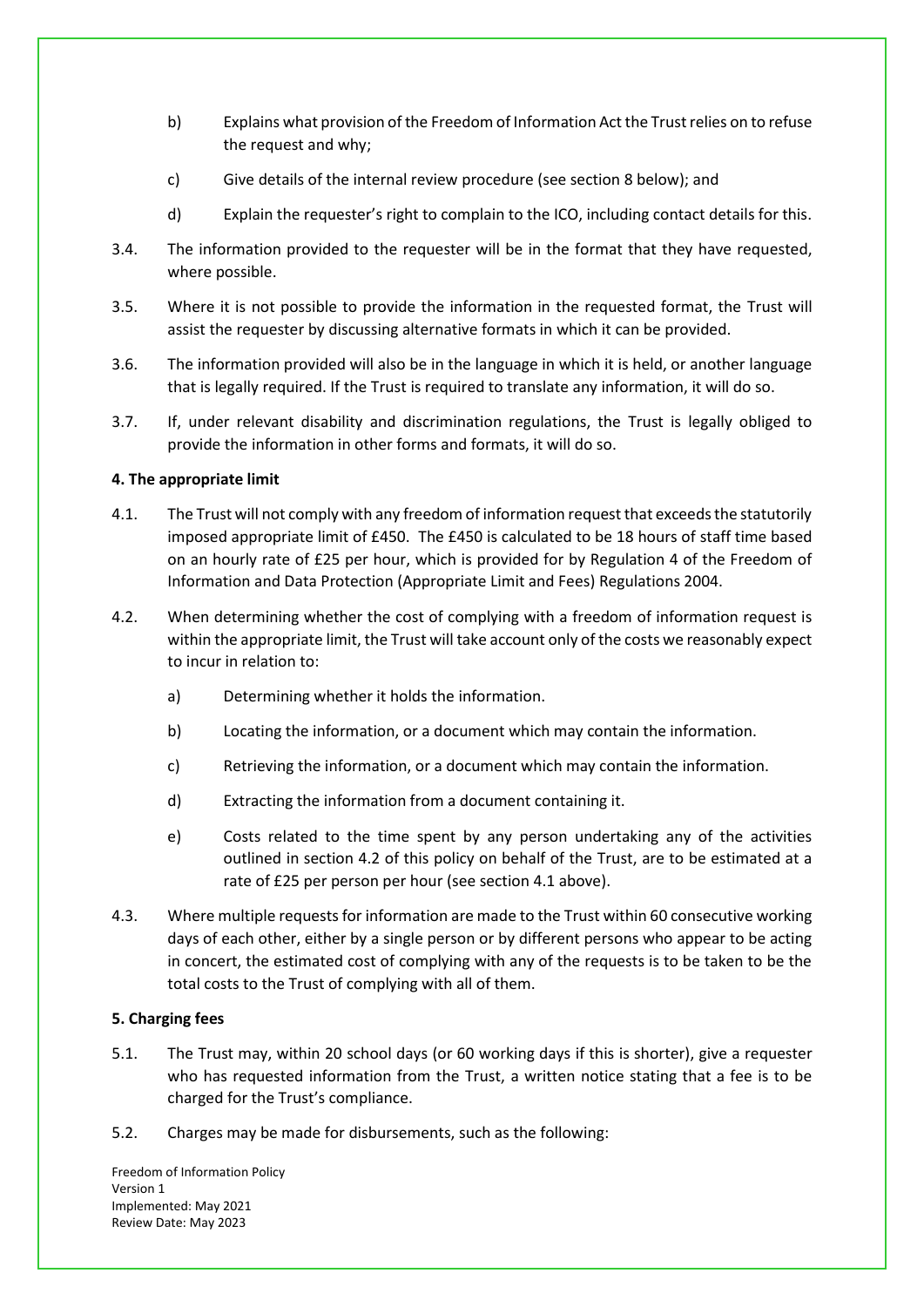b) Explains what provision of the Freedom of Information Act the Trust relies on to refuse the request and why;

c) Give details of the internal review procedure (see section 8 below); and

d) Explain the requester's right to complain to the ICO, including contact details for this.

3.4. The information provided to the requester will be in the format that they have requested, where possible.

3.5. Where it is not possible to provide the information in the requested format, the Trust will assist the requester by discussing alternative formats in which it can be provided.

3.6. The information provided will also be in the language in which it is held, or another language that is legally required. If the Trust is required to translate any information, it will do so.

3.7. If, under relevant disability and discrimination regulations, the Trust is legally obliged to provide the information in other forms and formats, it will do so.

**4. The appropriate limit**

4.1. The Trust will not comply with any freedom of information request that exceeds the statutorily imposed appropriate limit of £450. The £450 is calculated to be 18 hours of staff time based on an hourly rate of £25 per hour, which is provided for by Regulation 4 of the Freedom of Information and Data Protection (Appropriate Limit and Fees) Regulations 2004.

4.2. When determining whether the cost of complying with a freedom of information request is within the appropriate limit, the Trust will take account only of the costs we reasonably expect to incur in relation to:

a) Determining whether it holds the information.

b) Locating the information, or a document which may contain the information.

c) Retrieving the information, or a document which may contain the information.

d) Extracting the information from a document containing it.

e) Costs related to the time spent by any person undertaking any of the activities outlined in section 4.2 of this policy on behalf of the Trust, are to be estimated at a rate of £25 per person per hour (see section 4.1 above).

4.3. Where multiple requests for information are made to the Trust within 60 consecutive working days of each other, either by a single person or by different persons who appear to be acting in concert, the estimated cost of complying with any of the requests is to be taken to be the total costs to the Trust of complying with all of them.

**5. Charging fees**

5.1. The Trust may, within 20 school days (or 60 working days if this is shorter), give a requester who has requested information from the Trust, a written notice stating that a fee is to be charged for the Trust's compliance.

5.2. Charges may be made for disbursements, such as the following: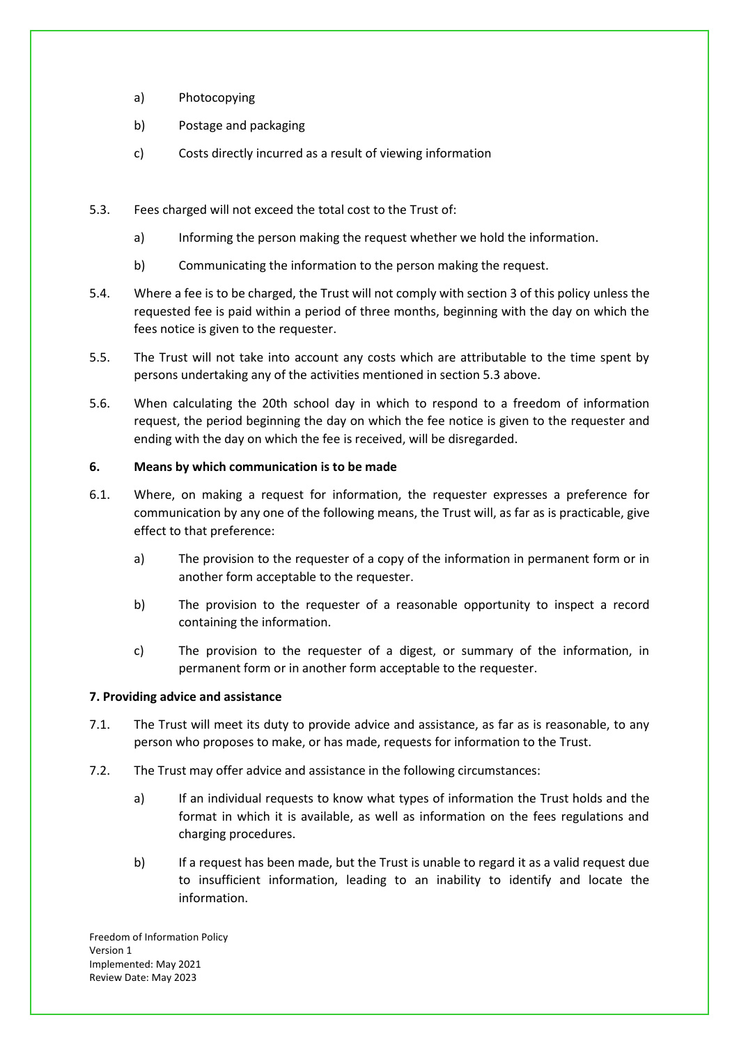a) Photocopying

b) Postage and packaging

c) Costs directly incurred as a result of viewing information

5.3. Fees charged will not exceed the total cost to the Trust of:

a) Informing the person making the request whether we hold the information.

b) Communicating the information to the person making the request.

5.4. Where a fee is to be charged, the Trust will not comply with section 3 of this policy unless the requested fee is paid within a period of three months, beginning with the day on which the fees notice is given to the requester.

5.5. The Trust will not take into account any costs which are attributable to the time spent by persons undertaking any of the activities mentioned in section 5.3 above.

5.6. When calculating the 20th school day in which to respond to a freedom of information request, the period beginning the day on which the fee notice is given to the requester and ending with the day on which the fee is received, will be disregarded.

**6. Means by which communication is to be made**

6.1. Where, on making a request for information, the requester expresses a preference for communication by any one of the following means, the Trust will, as far as is practicable, give effect to that preference:

a) The provision to the requester of a copy of the information in permanent form or in another form acceptable to the requester.

b) The provision to the requester of a reasonable opportunity to inspect a record containing the information.

c) The provision to the requester of a digest, or summary of the information, in permanent form or in another form acceptable to the requester.

**7. Providing advice and assistance**

7.1. The Trust will meet its duty to provide advice and assistance, as far as is reasonable, to any person who proposes to make, or has made, requests for information to the Trust.

7.2. The Trust may offer advice and assistance in the following circumstances:

a) If an individual requests to know what types of information the Trust holds and the format in which it is available, as well as information on the fees regulations and charging procedures.

b) If a request has been made, but the Trust is unable to regard it as a valid request due to insufficient information, leading to an inability to identify and locate the information.

Freedom of Information Policy
Version 1
Implemented: May 2021
Review Date: May 2023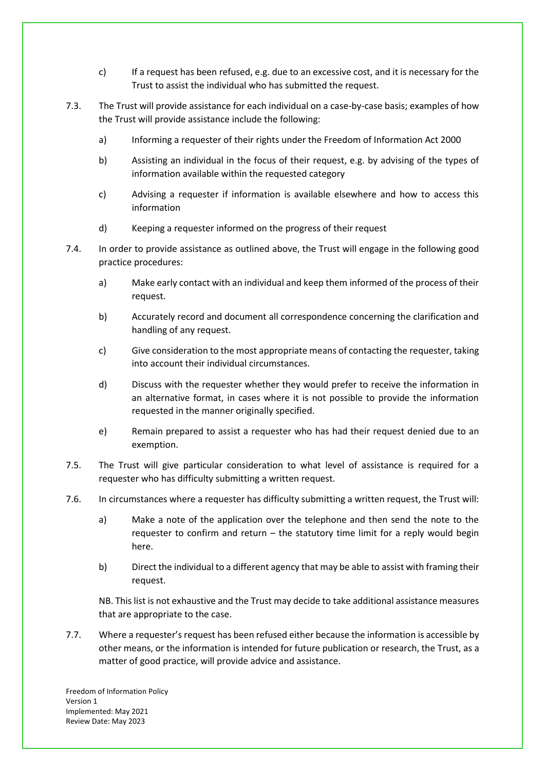c) If a request has been refused, e.g. due to an excessive cost, and it is necessary for the Trust to assist the individual who has submitted the request.

7.3. The Trust will provide assistance for each individual on a case-by-case basis; examples of how the Trust will provide assistance include the following:

a) Informing a requester of their rights under the Freedom of Information Act 2000

b) Assisting an individual in the focus of their request, e.g. by advising of the types of information available within the requested category

c) Advising a requester if information is available elsewhere and how to access this information

d) Keeping a requester informed on the progress of their request

7.4. In order to provide assistance as outlined above, the Trust will engage in the following good practice procedures:

a) Make early contact with an individual and keep them informed of the process of their request.

b) Accurately record and document all correspondence concerning the clarification and handling of any request.

c) Give consideration to the most appropriate means of contacting the requester, taking into account their individual circumstances.

d) Discuss with the requester whether they would prefer to receive the information in an alternative format, in cases where it is not possible to provide the information requested in the manner originally specified.

e) Remain prepared to assist a requester who has had their request denied due to an exemption.

7.5. The Trust will give particular consideration to what level of assistance is required for a requester who has difficulty submitting a written request.

7.6. In circumstances where a requester has difficulty submitting a written request, the Trust will:

a) Make a note of the application over the telephone and then send the note to the requester to confirm and return – the statutory time limit for a reply would begin here.

b) Direct the individual to a different agency that may be able to assist with framing their request.

NB. This list is not exhaustive and the Trust may decide to take additional assistance measures that are appropriate to the case.

7.7. Where a requester's request has been refused either because the information is accessible by other means, or the information is intended for future publication or research, the Trust, as a matter of good practice, will provide advice and assistance.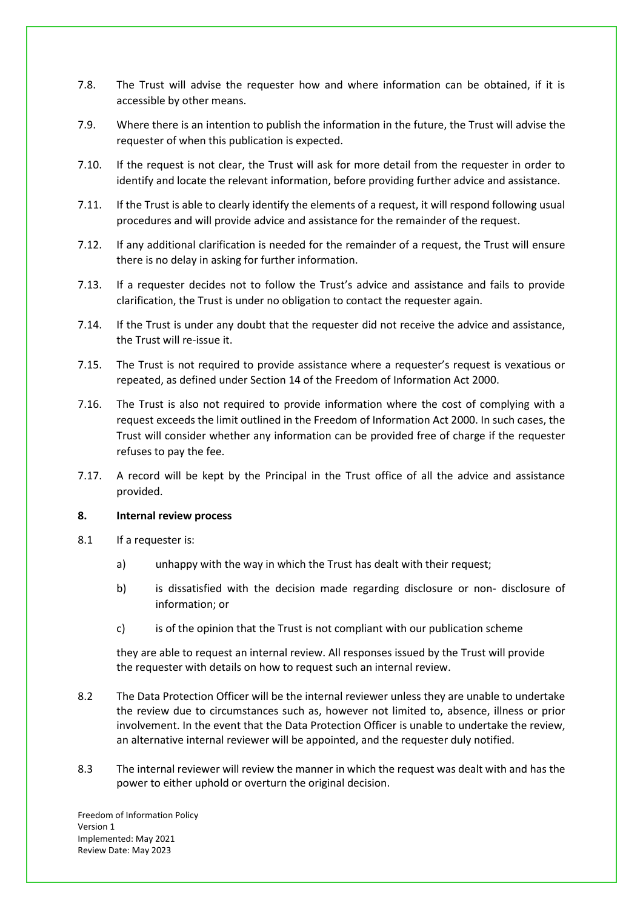7.8. The Trust will advise the requester how and where information can be obtained, if it is accessible by other means.

7.9. Where there is an intention to publish the information in the future, the Trust will advise the requester of when this publication is expected.

7.10. If the request is not clear, the Trust will ask for more detail from the requester in order to identify and locate the relevant information, before providing further advice and assistance.

7.11. If the Trust is able to clearly identify the elements of a request, it will respond following usual procedures and will provide advice and assistance for the remainder of the request.

7.12. If any additional clarification is needed for the remainder of a request, the Trust will ensure there is no delay in asking for further information.

7.13. If a requester decides not to follow the Trust's advice and assistance and fails to provide clarification, the Trust is under no obligation to contact the requester again.

7.14. If the Trust is under any doubt that the requester did not receive the advice and assistance, the Trust will re-issue it.

7.15. The Trust is not required to provide assistance where a requester's request is vexatious or repeated, as defined under Section 14 of the Freedom of Information Act 2000.

7.16. The Trust is also not required to provide information where the cost of complying with a request exceeds the limit outlined in the Freedom of Information Act 2000. In such cases, the Trust will consider whether any information can be provided free of charge if the requester refuses to pay the fee.

7.17. A record will be kept by the Principal in the Trust office of all the advice and assistance provided.

## 8. Internal review process

8.1 If a requester is:

a) unhappy with the way in which the Trust has dealt with their request;

b) is dissatisfied with the decision made regarding disclosure or non- disclosure of information; or

c) is of the opinion that the Trust is not compliant with our publication scheme

they are able to request an internal review. All responses issued by the Trust will provide the requester with details on how to request such an internal review.

8.2 The Data Protection Officer will be the internal reviewer unless they are unable to undertake the review due to circumstances such as, however not limited to, absence, illness or prior involvement. In the event that the Data Protection Officer is unable to undertake the review, an alternative internal reviewer will be appointed, and the requester duly notified.

8.3 The internal reviewer will review the manner in which the request was dealt with and has the power to either uphold or overturn the original decision.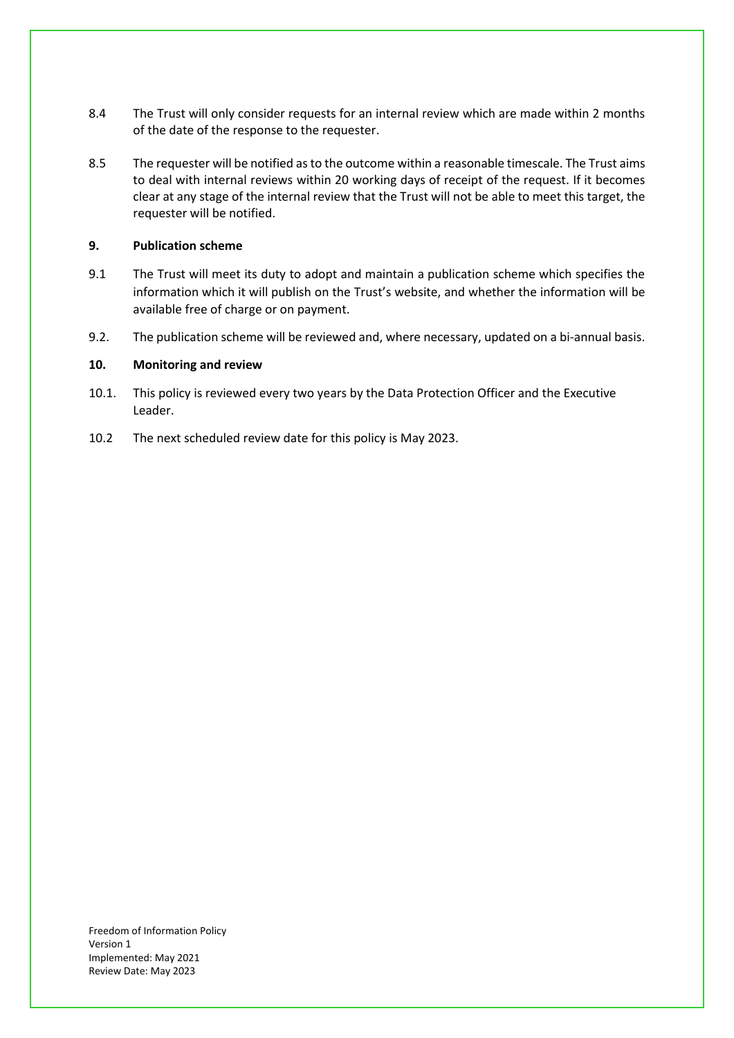8.4 The Trust will only consider requests for an internal review which are made within 2 months of the date of the response to the requester.

8.5 The requester will be notified as to the outcome within a reasonable timescale. The Trust aims to deal with internal reviews within 20 working days of receipt of the request. If it becomes clear at any stage of the internal review that the Trust will not be able to meet this target, the requester will be notified.

**9. Publication scheme**

9.1 The Trust will meet its duty to adopt and maintain a publication scheme which specifies the information which it will publish on the Trust's website, and whether the information will be available free of charge or on payment.

9.2. The publication scheme will be reviewed and, where necessary, updated on a bi-annual basis.

**10. Monitoring and review**

10.1. This policy is reviewed every two years by the Data Protection Officer and the Executive Leader.

10.2 The next scheduled review date for this policy is May 2023.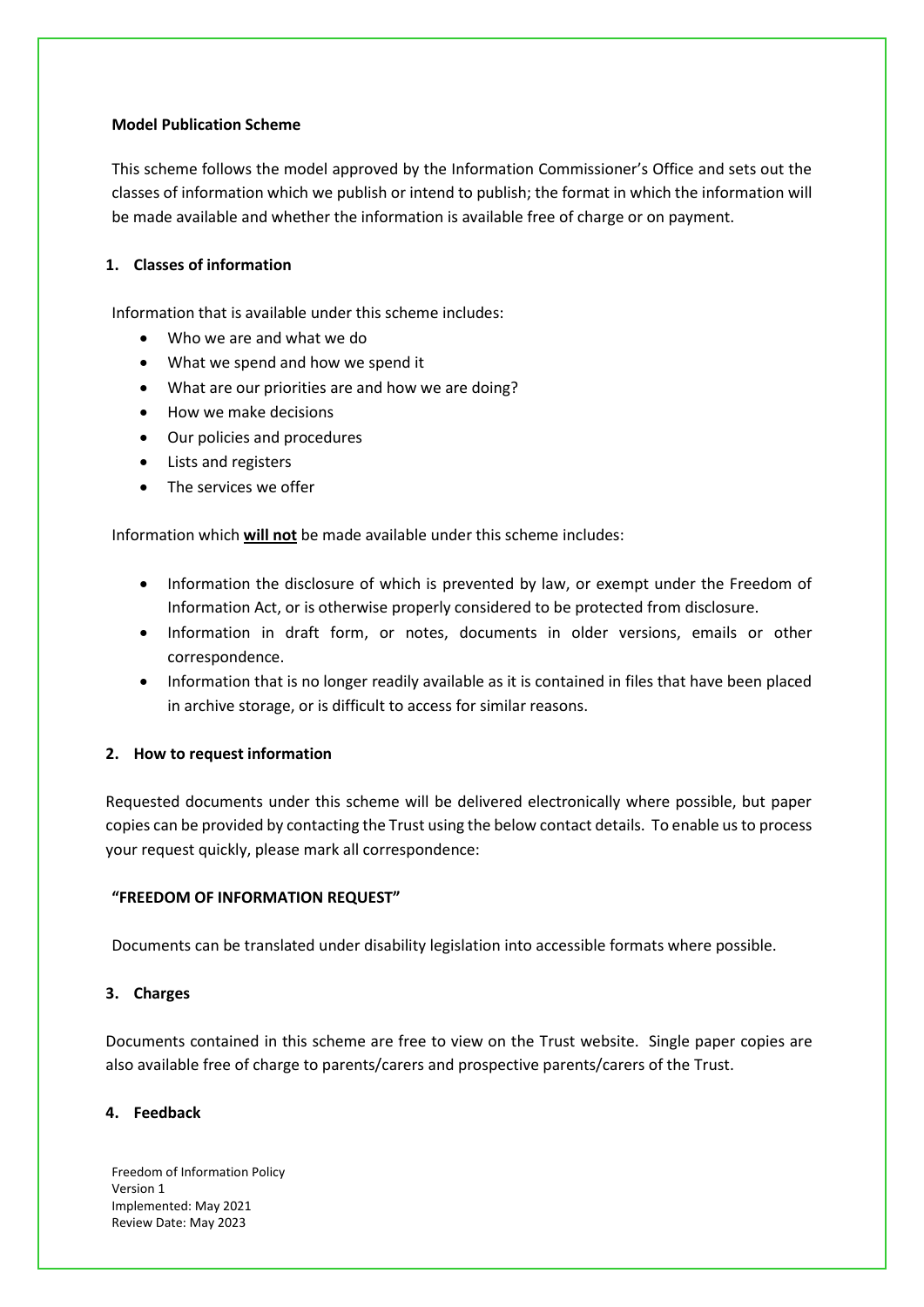**Model Publication Scheme**

This scheme follows the model approved by the Information Commissioner's Office and sets out the classes of information which we publish or intend to publish; the format in which the information will be made available and whether the information is available free of charge or on payment.

## 1. Classes of information

Information that is available under this scheme includes:

- Who we are and what we do
- What we spend and how we spend it
- What are our priorities are and how we are doing?
- How we make decisions
- Our policies and procedures
- Lists and registers
- The services we offer

Information which **will not** be made available under this scheme includes:

- Information the disclosure of which is prevented by law, or exempt under the Freedom of Information Act, or is otherwise properly considered to be protected from disclosure.
- Information in draft form, or notes, documents in older versions, emails or other correspondence.
- Information that is no longer readily available as it is contained in files that have been placed in archive storage, or is difficult to access for similar reasons.

## 2. How to request information

Requested documents under this scheme will be delivered electronically where possible, but paper copies can be provided by contacting the Trust using the below contact details. To enable us to process your request quickly, please mark all correspondence:

**"FREEDOM OF INFORMATION REQUEST"**

Documents can be translated under disability legislation into accessible formats where possible.

## 3. Charges

Documents contained in this scheme are free to view on the Trust website. Single paper copies are also available free of charge to parents/carers and prospective parents/carers of the Trust.

## 4. Feedback

Freedom of Information Policy
Version 1
Implemented: May 2021
Review Date: May 2023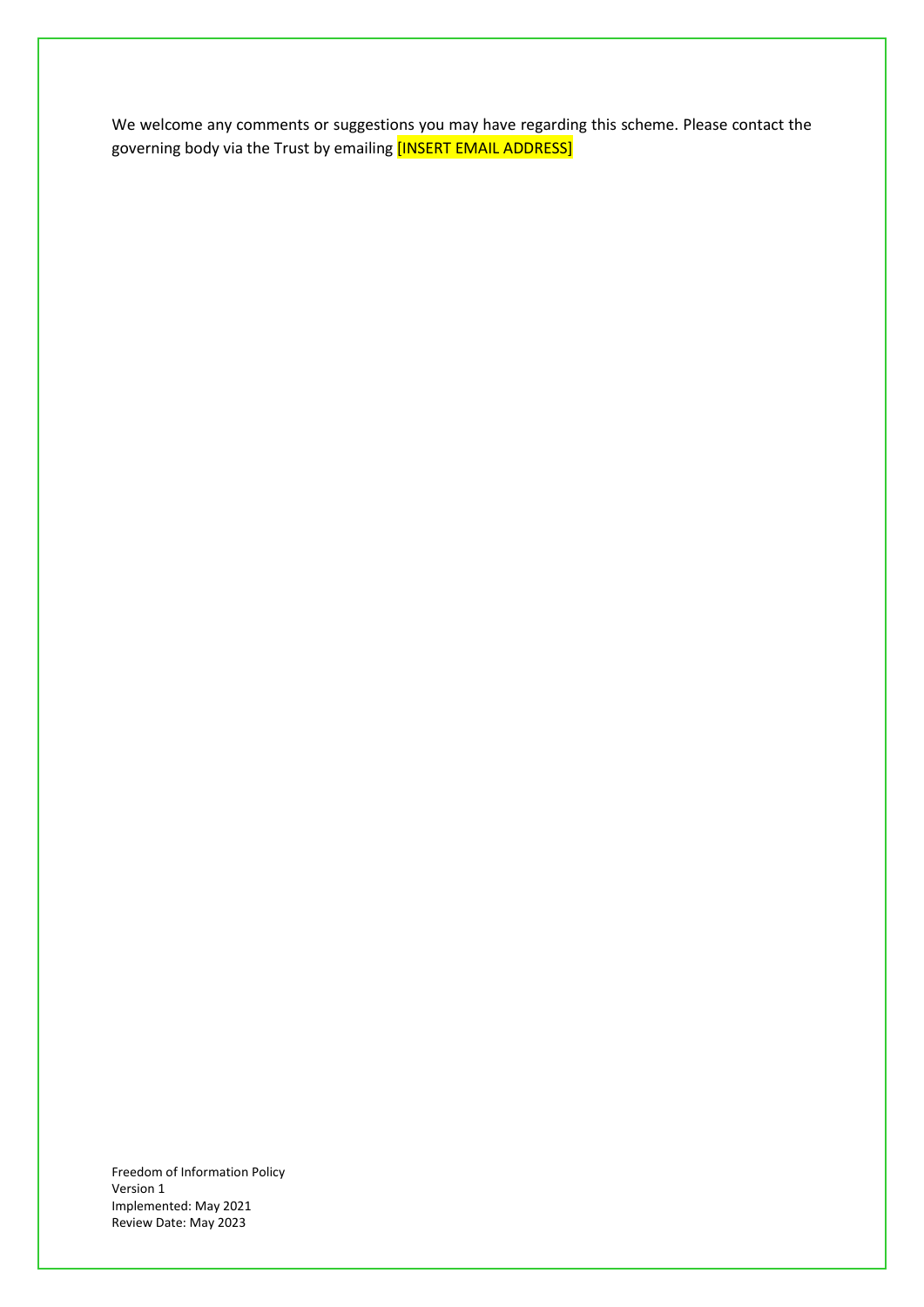We welcome any comments or suggestions you may have regarding this scheme. Please contact the governing body via the Trust by emailing [INSERT EMAIL ADDRESS]